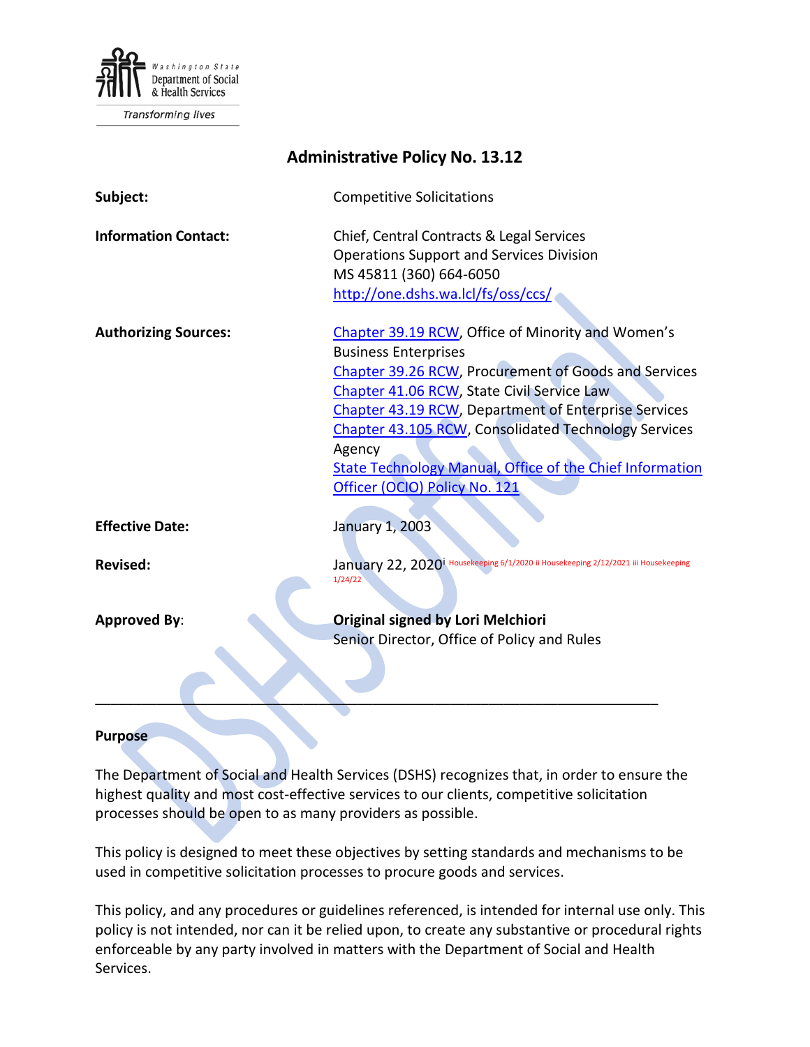Washington State Department of Social & Health Services

Transforming lives

# Administrative Policy No. 13.12

| | |
|---|---|
| **Subject:** | Competitive Solicitations |
| **Information Contact:** | Chief, Central Contracts & Legal Services<br>Operations Support and Services Division<br>MS 45811 (360) 664-6050<br>http://one.dshs.wa.lcl/fs/oss/ccs/ |
| **Authorizing Sources:** | Chapter 39.19 RCW, Office of Minority and Women's Business Enterprises<br>Chapter 39.26 RCW, Procurement of Goods and Services<br>Chapter 41.06 RCW, State Civil Service Law<br>Chapter 43.19 RCW, Department of Enterprise Services<br>Chapter 43.105 RCW, Consolidated Technology Services Agency<br>State Technology Manual, Office of the Chief Information Officer (OCIO) Policy No. 121 |
| **Effective Date:** | January 1, 2003 |
| **Revised:** | January 22, 2020[i] Housekeeping 6/1/2020 ii Housekeeping 2/12/2021 iii Housekeeping 1/24/22 |
| **Approved By:** | **Original signed by Lori Melchiori**<br>Senior Director, Office of Policy and Rules |

---

**Purpose**

The Department of Social and Health Services (DSHS) recognizes that, in order to ensure the highest quality and most cost-effective services to our clients, competitive solicitation processes should be open to as many providers as possible.

This policy is designed to meet these objectives by setting standards and mechanisms to be used in competitive solicitation processes to procure goods and services.

This policy, and any procedures or guidelines referenced, is intended for internal use only. This policy is not intended, nor can it be relied upon, to create any substantive or procedural rights enforceable by any party involved in matters with the Department of Social and Health Services.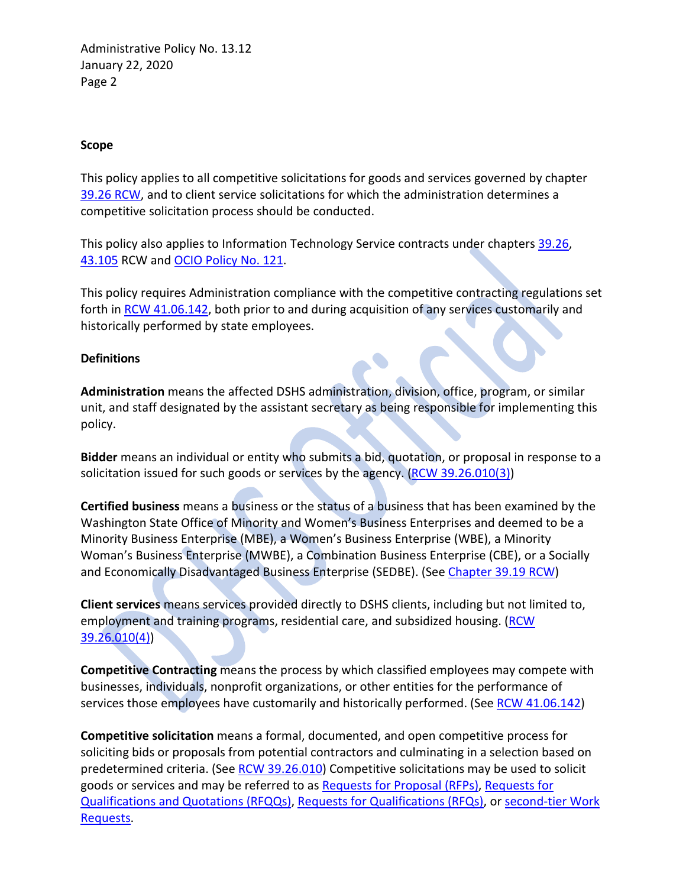**Scope**

This policy applies to all competitive solicitations for goods and services governed by chapter 39.26 RCW, and to client service solicitations for which the administration determines a competitive solicitation process should be conducted.

This policy also applies to Information Technology Service contracts under chapters 39.26, 43.105 RCW and OCIO Policy No. 121.

This policy requires Administration compliance with the competitive contracting regulations set forth in RCW 41.06.142, both prior to and during acquisition of any services customarily and historically performed by state employees.

**Definitions**

**Administration** means the affected DSHS administration, division, office, program, or similar unit, and staff designated by the assistant secretary as being responsible for implementing this policy.

**Bidder** means an individual or entity who submits a bid, quotation, or proposal in response to a solicitation issued for such goods or services by the agency. (RCW 39.26.010(3))

**Certified business** means a business or the status of a business that has been examined by the Washington State Office of Minority and Women's Business Enterprises and deemed to be a Minority Business Enterprise (MBE), a Women's Business Enterprise (WBE), a Minority Woman's Business Enterprise (MWBE), a Combination Business Enterprise (CBE), or a Socially and Economically Disadvantaged Business Enterprise (SEDBE). (See Chapter 39.19 RCW)

**Client services** means services provided directly to DSHS clients, including but not limited to, employment and training programs, residential care, and subsidized housing. (RCW 39.26.010(4))

**Competitive Contracting** means the process by which classified employees may compete with businesses, individuals, nonprofit organizations, or other entities for the performance of services those employees have customarily and historically performed. (See RCW 41.06.142)

**Competitive solicitation** means a formal, documented, and open competitive process for soliciting bids or proposals from potential contractors and culminating in a selection based on predetermined criteria. (See RCW 39.26.010) Competitive solicitations may be used to solicit goods or services and may be referred to as Requests for Proposal (RFPs), Requests for Qualifications and Quotations (RFQQs), Requests for Qualifications (RFQs), or second-tier Work Requests.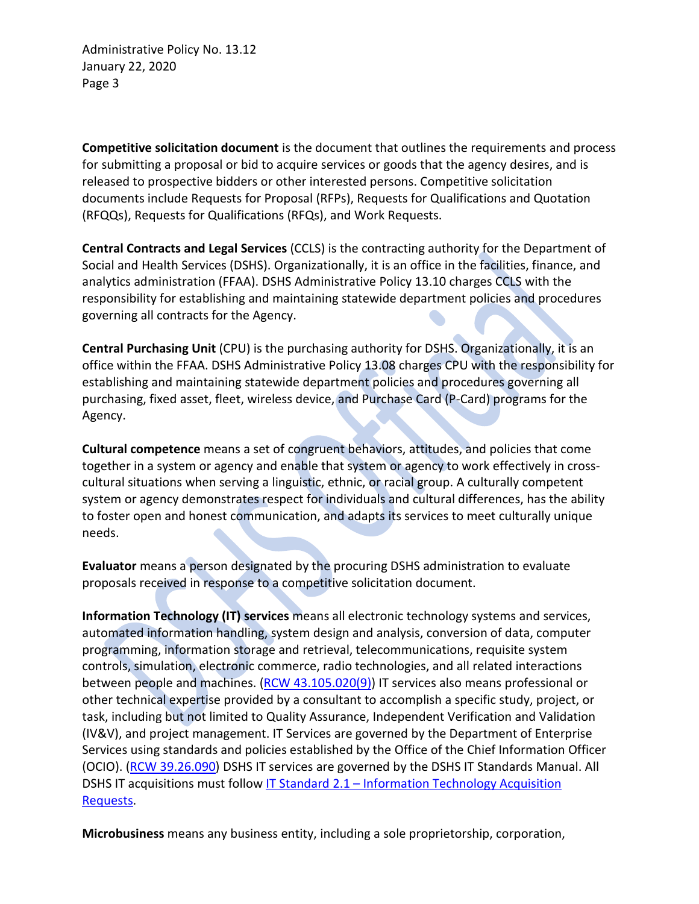**Competitive solicitation document** is the document that outlines the requirements and process for submitting a proposal or bid to acquire services or goods that the agency desires, and is released to prospective bidders or other interested persons. Competitive solicitation documents include Requests for Proposal (RFPs), Requests for Qualifications and Quotation (RFQQs), Requests for Qualifications (RFQs), and Work Requests.

**Central Contracts and Legal Services** (CCLS) is the contracting authority for the Department of Social and Health Services (DSHS). Organizationally, it is an office in the facilities, finance, and analytics administration (FFAA). DSHS Administrative Policy 13.10 charges CCLS with the responsibility for establishing and maintaining statewide department policies and procedures governing all contracts for the Agency.

**Central Purchasing Unit** (CPU) is the purchasing authority for DSHS. Organizationally, it is an office within the FFAA. DSHS Administrative Policy 13.08 charges CPU with the responsibility for establishing and maintaining statewide department policies and procedures governing all purchasing, fixed asset, fleet, wireless device, and Purchase Card (P-Card) programs for the Agency.

**Cultural competence** means a set of congruent behaviors, attitudes, and policies that come together in a system or agency and enable that system or agency to work effectively in cross-cultural situations when serving a linguistic, ethnic, or racial group. A culturally competent system or agency demonstrates respect for individuals and cultural differences, has the ability to foster open and honest communication, and adapts its services to meet culturally unique needs.

**Evaluator** means a person designated by the procuring DSHS administration to evaluate proposals received in response to a competitive solicitation document.

**Information Technology (IT) services** means all electronic technology systems and services, automated information handling, system design and analysis, conversion of data, computer programming, information storage and retrieval, telecommunications, requisite system controls, simulation, electronic commerce, radio technologies, and all related interactions between people and machines. (RCW 43.105.020(9)) IT services also means professional or other technical expertise provided by a consultant to accomplish a specific study, project, or task, including but not limited to Quality Assurance, Independent Verification and Validation (IV&V), and project management. IT Services are governed by the Department of Enterprise Services using standards and policies established by the Office of the Chief Information Officer (OCIO). (RCW 39.26.090) DSHS IT services are governed by the DSHS IT Standards Manual. All DSHS IT acquisitions must follow IT Standard 2.1 – Information Technology Acquisition Requests.

**Microbusiness** means any business entity, including a sole proprietorship, corporation,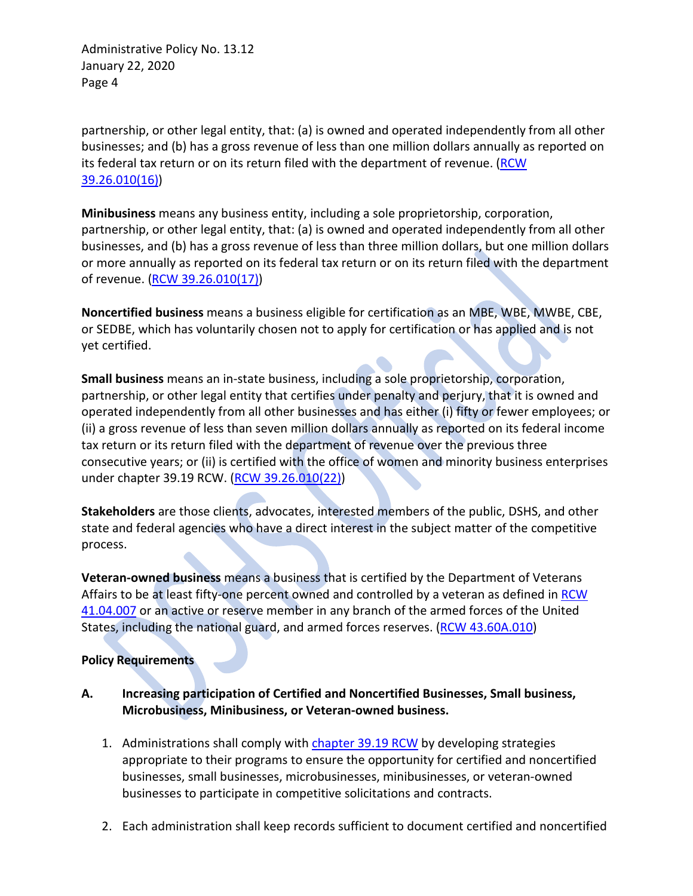partnership, or other legal entity, that: (a) is owned and operated independently from all other businesses; and (b) has a gross revenue of less than one million dollars annually as reported on its federal tax return or on its return filed with the department of revenue. ([RCW 39.26.010(16)](RCW 39.26.010(16)))

**Minibusiness** means any business entity, including a sole proprietorship, corporation, partnership, or other legal entity, that: (a) is owned and operated independently from all other businesses, and (b) has a gross revenue of less than three million dollars, but one million dollars or more annually as reported on its federal tax return or on its return filed with the department of revenue. (RCW 39.26.010(17))

**Noncertified business** means a business eligible for certification as an MBE, WBE, MWBE, CBE, or SEDBE, which has voluntarily chosen not to apply for certification or has applied and is not yet certified.

**Small business** means an in-state business, including a sole proprietorship, corporation, partnership, or other legal entity that certifies under penalty and perjury, that it is owned and operated independently from all other businesses and has either (i) fifty or fewer employees; or (ii) a gross revenue of less than seven million dollars annually as reported on its federal income tax return or its return filed with the department of revenue over the previous three consecutive years; or (ii) is certified with the office of women and minority business enterprises under chapter 39.19 RCW. (RCW 39.26.010(22))

**Stakeholders** are those clients, advocates, interested members of the public, DSHS, and other state and federal agencies who have a direct interest in the subject matter of the competitive process.

**Veteran-owned business** means a business that is certified by the Department of Veterans Affairs to be at least fifty-one percent owned and controlled by a veteran as defined in RCW 41.04.007 or an active or reserve member in any branch of the armed forces of the United States, including the national guard, and armed forces reserves. (RCW 43.60A.010)

**Policy Requirements**

**A. Increasing participation of Certified and Noncertified Businesses, Small business, Microbusiness, Minibusiness, or Veteran-owned business.**

1. Administrations shall comply with chapter 39.19 RCW by developing strategies appropriate to their programs to ensure the opportunity for certified and noncertified businesses, small businesses, microbusinesses, minibusinesses, or veteran-owned businesses to participate in competitive solicitations and contracts.

2. Each administration shall keep records sufficient to document certified and noncertified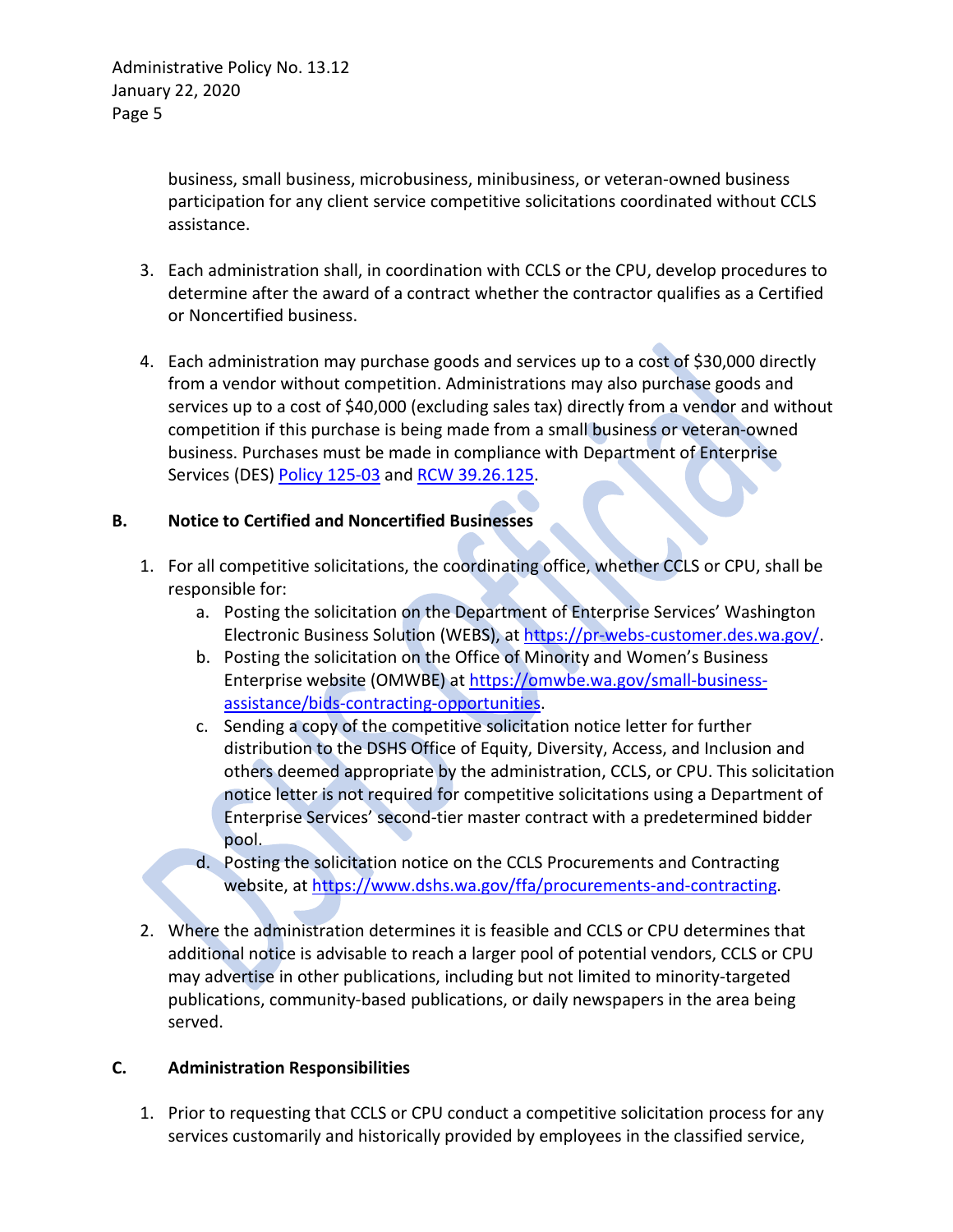business, small business, microbusiness, minibusiness, or veteran-owned business participation for any client service competitive solicitations coordinated without CCLS assistance.

3. Each administration shall, in coordination with CCLS or the CPU, develop procedures to determine after the award of a contract whether the contractor qualifies as a Certified or Noncertified business.

4. Each administration may purchase goods and services up to a cost of $30,000 directly from a vendor without competition. Administrations may also purchase goods and services up to a cost of $40,000 (excluding sales tax) directly from a vendor and without competition if this purchase is being made from a small business or veteran-owned business. Purchases must be made in compliance with Department of Enterprise Services (DES) Policy 125-03 and RCW 39.26.125.

**B. Notice to Certified and Noncertified Businesses**

1. For all competitive solicitations, the coordinating office, whether CCLS or CPU, shall be responsible for:
   a. Posting the solicitation on the Department of Enterprise Services' Washington Electronic Business Solution (WEBS), at https://pr-webs-customer.des.wa.gov/.
   b. Posting the solicitation on the Office of Minority and Women's Business Enterprise website (OMWBE) at https://omwbe.wa.gov/small-business-assistance/bids-contracting-opportunities.
   c. Sending a copy of the competitive solicitation notice letter for further distribution to the DSHS Office of Equity, Diversity, Access, and Inclusion and others deemed appropriate by the administration, CCLS, or CPU. This solicitation notice letter is not required for competitive solicitations using a Department of Enterprise Services' second-tier master contract with a predetermined bidder pool.
   d. Posting the solicitation notice on the CCLS Procurements and Contracting website, at https://www.dshs.wa.gov/ffa/procurements-and-contracting.

2. Where the administration determines it is feasible and CCLS or CPU determines that additional notice is advisable to reach a larger pool of potential vendors, CCLS or CPU may advertise in other publications, including but not limited to minority-targeted publications, community-based publications, or daily newspapers in the area being served.

**C. Administration Responsibilities**

1. Prior to requesting that CCLS or CPU conduct a competitive solicitation process for any services customarily and historically provided by employees in the classified service,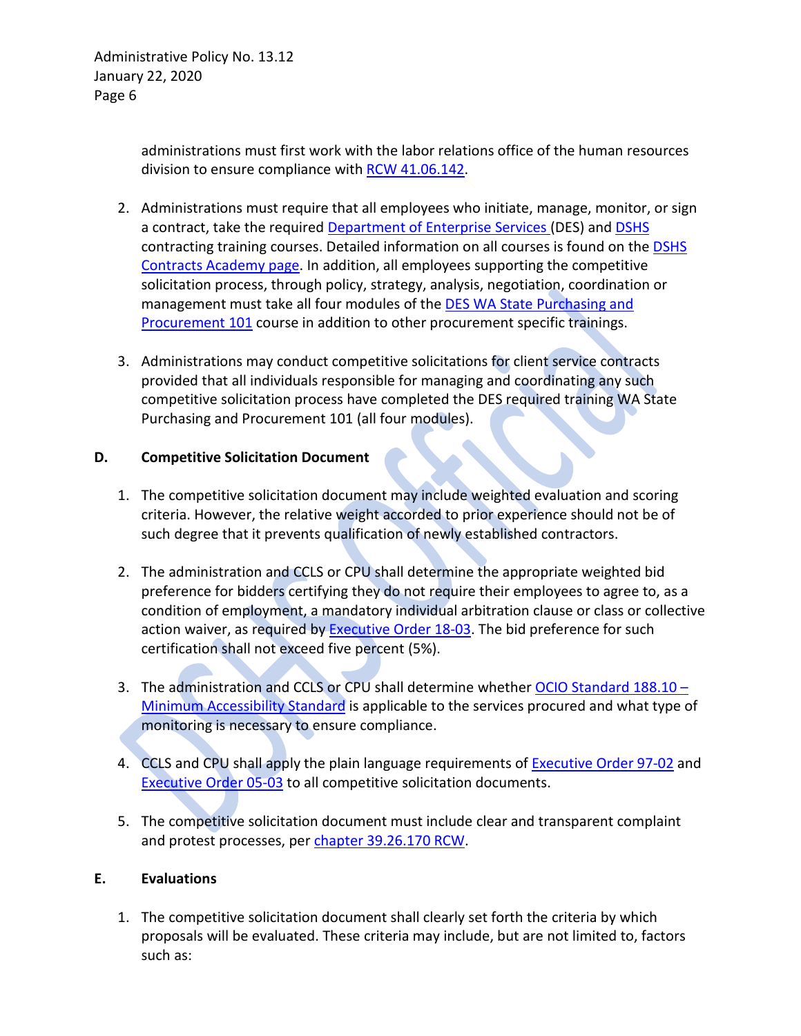administrations must first work with the labor relations office of the human resources division to ensure compliance with RCW 41.06.142.

2. Administrations must require that all employees who initiate, manage, monitor, or sign a contract, take the required Department of Enterprise Services (DES) and DSHS contracting training courses. Detailed information on all courses is found on the DSHS Contracts Academy page. In addition, all employees supporting the competitive solicitation process, through policy, strategy, analysis, negotiation, coordination or management must take all four modules of the DES WA State Purchasing and Procurement 101 course in addition to other procurement specific trainings.

3. Administrations may conduct competitive solicitations for client service contracts provided that all individuals responsible for managing and coordinating any such competitive solicitation process have completed the DES required training WA State Purchasing and Procurement 101 (all four modules).

**D. Competitive Solicitation Document**

1. The competitive solicitation document may include weighted evaluation and scoring criteria. However, the relative weight accorded to prior experience should not be of such degree that it prevents qualification of newly established contractors.

2. The administration and CCLS or CPU shall determine the appropriate weighted bid preference for bidders certifying they do not require their employees to agree to, as a condition of employment, a mandatory individual arbitration clause or class or collective action waiver, as required by Executive Order 18-03. The bid preference for such certification shall not exceed five percent (5%).

3. The administration and CCLS or CPU shall determine whether OCIO Standard 188.10 – Minimum Accessibility Standard is applicable to the services procured and what type of monitoring is necessary to ensure compliance.

4. CCLS and CPU shall apply the plain language requirements of Executive Order 97-02 and Executive Order 05-03 to all competitive solicitation documents.

5. The competitive solicitation document must include clear and transparent complaint and protest processes, per chapter 39.26.170 RCW.

**E. Evaluations**

1. The competitive solicitation document shall clearly set forth the criteria by which proposals will be evaluated. These criteria may include, but are not limited to, factors such as: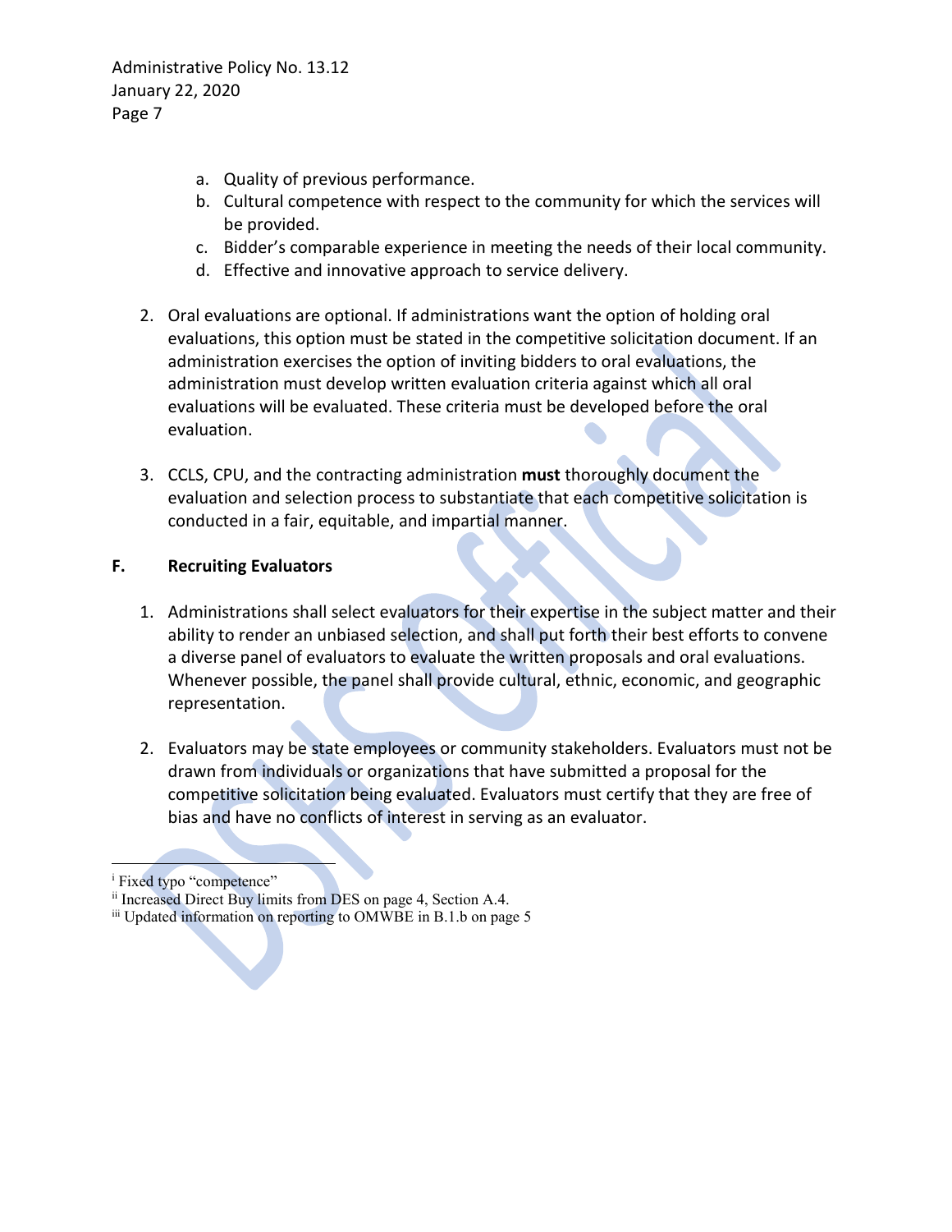a. Quality of previous performance.
b. Cultural competence with respect to the community for which the services will be provided.
c. Bidder's comparable experience in meeting the needs of their local community.
d. Effective and innovative approach to service delivery.

2. Oral evaluations are optional. If administrations want the option of holding oral evaluations, this option must be stated in the competitive solicitation document. If an administration exercises the option of inviting bidders to oral evaluations, the administration must develop written evaluation criteria against which all oral evaluations will be evaluated. These criteria must be developed before the oral evaluation.

3. CCLS, CPU, and the contracting administration **must** thoroughly document the evaluation and selection process to substantiate that each competitive solicitation is conducted in a fair, equitable, and impartial manner.

## F. Recruiting Evaluators

1. Administrations shall select evaluators for their expertise in the subject matter and their ability to render an unbiased selection, and shall put forth their best efforts to convene a diverse panel of evaluators to evaluate the written proposals and oral evaluations. Whenever possible, the panel shall provide cultural, ethnic, economic, and geographic representation.

2. Evaluators may be state employees or community stakeholders. Evaluators must not be drawn from individuals or organizations that have submitted a proposal for the competitive solicitation being evaluated. Evaluators must certify that they are free of bias and have no conflicts of interest in serving as an evaluator.

---

[i] Fixed typo "competence"
[ii] Increased Direct Buy limits from DES on page 4, Section A.4.
[iii] Updated information on reporting to OMWBE in B.1.b on page 5